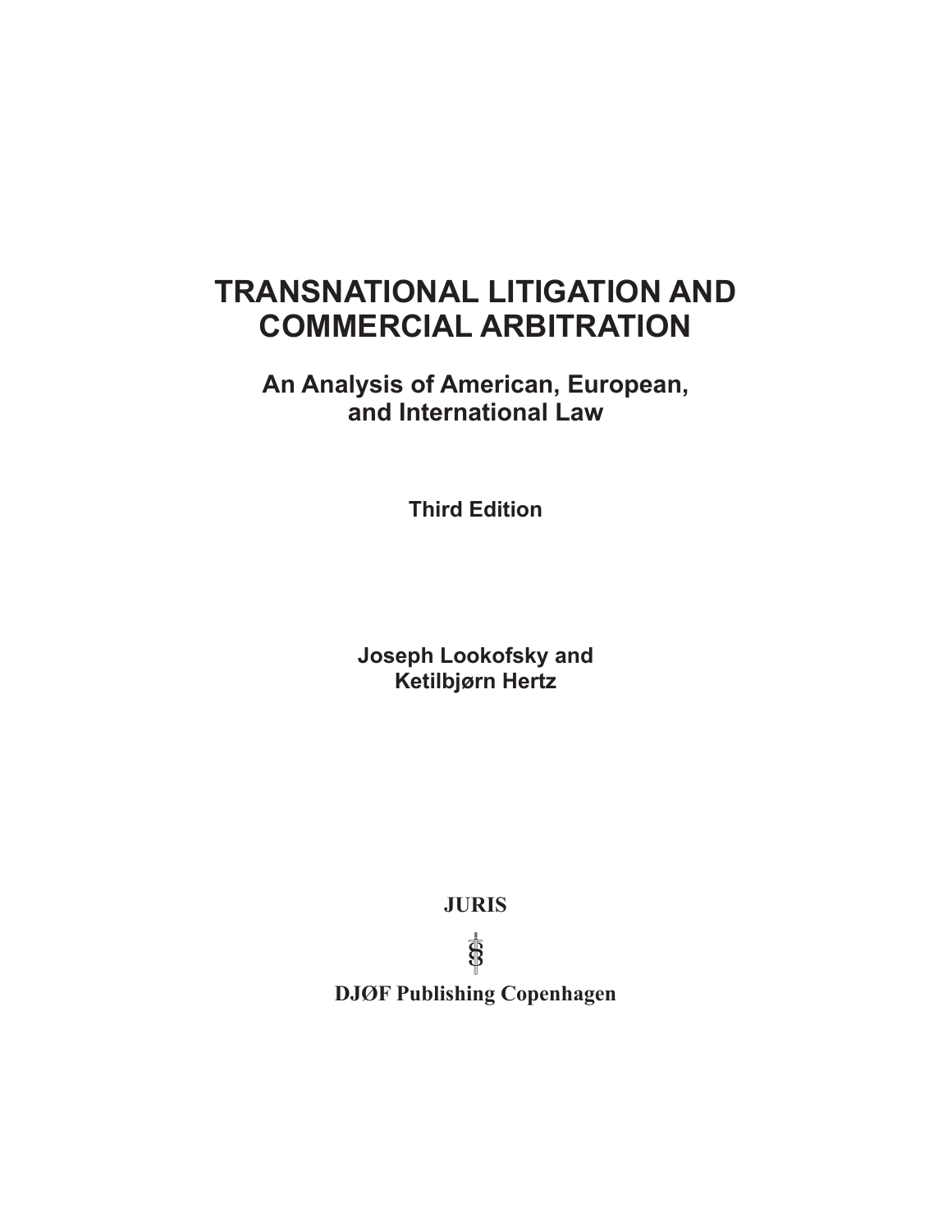# TRANSNATIONAL LITIGATION AND COMMERCIAL ARBITRATION

## An Analysis of American, European, and International Law

**Third Edition**

**Joseph Lookofsky and Ketilbjørn Hertz**

**JURIS**

**DJØF Publishing Copenhagen**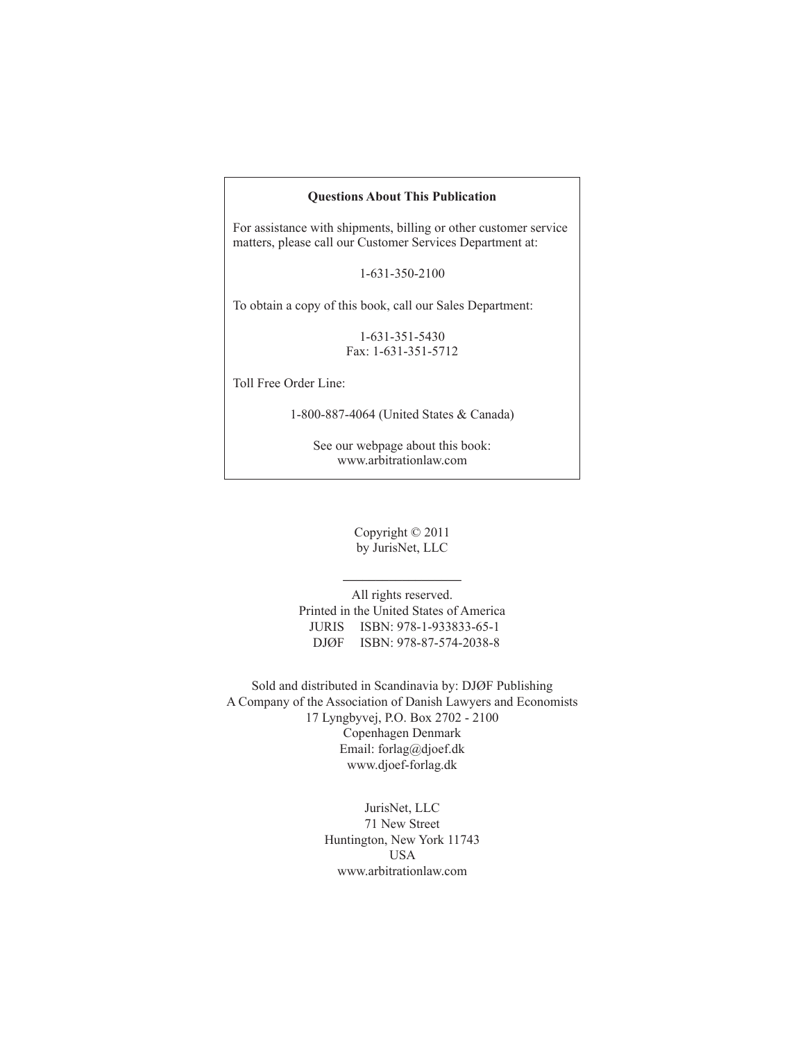**Questions About This Publication**

For assistance with shipments, billing or other customer service matters, please call our Customer Services Department at:

1-631-350-2100

To obtain a copy of this book, call our Sales Department:

1-631-351-5430
Fax: 1-631-351-5712

Toll Free Order Line:

1-800-887-4064 (United States & Canada)

See our webpage about this book:
www.arbitrationlaw.com

Copyright © 2011
by JurisNet, LLC

---

All rights reserved.
Printed in the United States of America
JURIS ISBN: 978-1-933833-65-1
DJØF ISBN: 978-87-574-2038-8

Sold and distributed in Scandinavia by: DJØF Publishing
A Company of the Association of Danish Lawyers and Economists
17 Lyngbyvej, P.O. Box 2702 - 2100
Copenhagen Denmark
Email: forlag@djoef.dk
www.djoef-forlag.dk

JurisNet, LLC
71 New Street
Huntington, New York 11743
USA
www.arbitrationlaw.com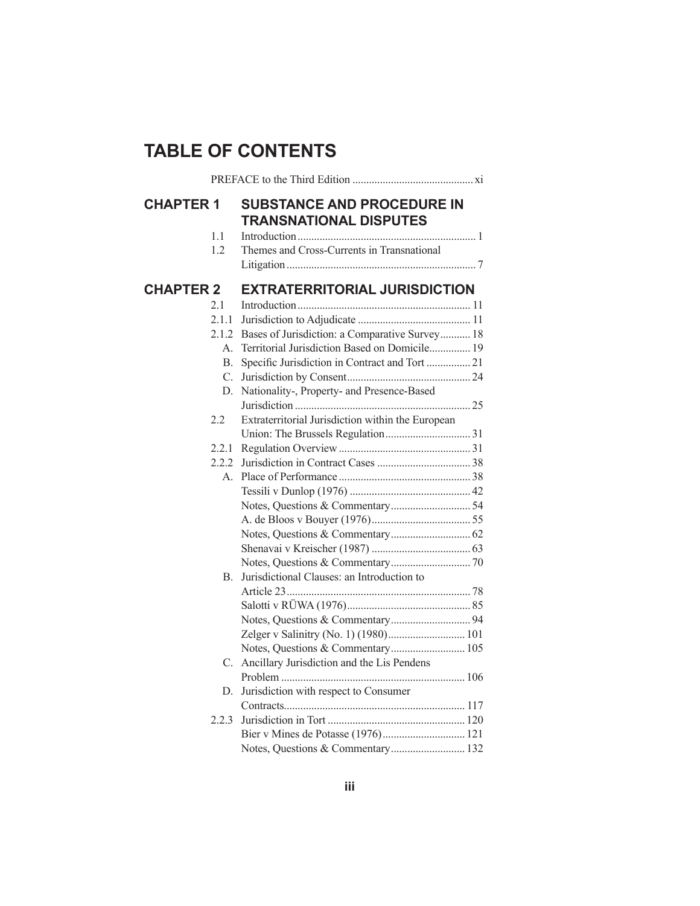# TABLE OF CONTENTS

PREFACE to the Third Edition ............................................ xi

## CHAPTER 1 SUBSTANCE AND PROCEDURE IN TRANSNATIONAL DISPUTES

1.1 Introduction ................................................................ 1

1.2 Themes and Cross-Currents in Transnational Litigation .................................................................... 7

## CHAPTER 2 EXTRATERRITORIAL JURISDICTION

2.1 Introduction .............................................................. 11

2.1.1 Jurisdiction to Adjudicate ......................................... 11

2.1.2 Bases of Jurisdiction: a Comparative Survey ........... 18

A. Territorial Jurisdiction Based on Domicile ............... 19

B. Specific Jurisdiction in Contract and Tort ................ 21

C. Jurisdiction by Consent ............................................. 24

D. Nationality-, Property- and Presence-Based Jurisdiction ............................................................... 25

2.2 Extraterritorial Jurisdiction within the European Union: The Brussels Regulation ............................... 31

2.2.1 Regulation Overview ................................................ 31

2.2.2 Jurisdiction in Contract Cases .................................. 38

A. Place of Performance ................................................ 38

Tessili v Dunlop (1976) ............................................ 42

Notes, Questions & Commentary ............................. 54

A. de Bloos v Bouyer (1976) .................................... 55

Notes, Questions & Commentary ............................. 62

Shenavai v Kreischer (1987) .................................... 63

Notes, Questions & Commentary ............................. 70

B. Jurisdictional Clauses: an Introduction to Article 23 .................................................................. 78

Salotti v RÜWA (1976) ............................................. 85

Notes, Questions & Commentary ............................. 94

Zelger v Salinitry (No. 1) (1980) ............................ 101

Notes, Questions & Commentary ........................... 105

C. Ancillary Jurisdiction and the Lis Pendens Problem .................................................................. 106

D. Jurisdiction with respect to Consumer Contracts ................................................................. 117

2.2.3 Jurisdiction in Tort .................................................. 120

Bier v Mines de Potasse (1976) .............................. 121

Notes, Questions & Commentary ........................... 132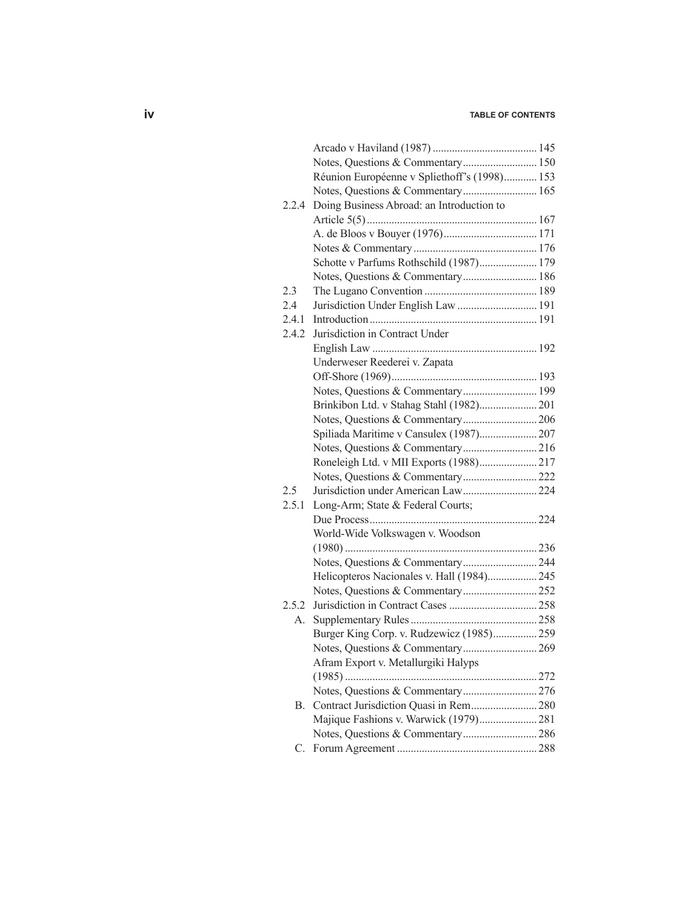| | | |
|---|---|---|
| | Arcado v Haviland (1987) | 145 |
| | Notes, Questions & Commentary | 150 |
| | Réunion Européenne v Spliethoff's (1998) | 153 |
| | Notes, Questions & Commentary | 165 |
| 2.2.4 | Doing Business Abroad: an Introduction to Article 5(5) | 167 |
| | A. de Bloos v Bouyer (1976) | 171 |
| | Notes & Commentary | 176 |
| | Schotte v Parfums Rothschild (1987) | 179 |
| | Notes, Questions & Commentary | 186 |
| 2.3 | The Lugano Convention | 189 |
| 2.4 | Jurisdiction Under English Law | 191 |
| 2.4.1 | Introduction | 191 |
| 2.4.2 | Jurisdiction in Contract Under English Law | 192 |
| | Underweser Reederei v. Zapata Off-Shore (1969) | 193 |
| | Notes, Questions & Commentary | 199 |
| | Brinkibon Ltd. v Stahag Stahl (1982) | 201 |
| | Notes, Questions & Commentary | 206 |
| | Spiliada Maritime v Cansulex (1987) | 207 |
| | Notes, Questions & Commentary | 216 |
| | Roneleigh Ltd. v MII Exports (1988) | 217 |
| | Notes, Questions & Commentary | 222 |
| 2.5 | Jurisdiction under American Law | 224 |
| 2.5.1 | Long-Arm; State & Federal Courts; Due Process | 224 |
| | World-Wide Volkswagen v. Woodson (1980) | 236 |
| | Notes, Questions & Commentary | 244 |
| | Helicopteros Nacionales v. Hall (1984) | 245 |
| | Notes, Questions & Commentary | 252 |
| 2.5.2 | Jurisdiction in Contract Cases | 258 |
| A. | Supplementary Rules | 258 |
| | Burger King Corp. v. Rudzewicz (1985) | 259 |
| | Notes, Questions & Commentary | 269 |
| | Afram Export v. Metallurgiki Halyps (1985) | 272 |
| | Notes, Questions & Commentary | 276 |
| B. | Contract Jurisdiction Quasi in Rem | 280 |
| | Majique Fashions v. Warwick (1979) | 281 |
| | Notes, Questions & Commentary | 286 |
| C. | Forum Agreement | 288 |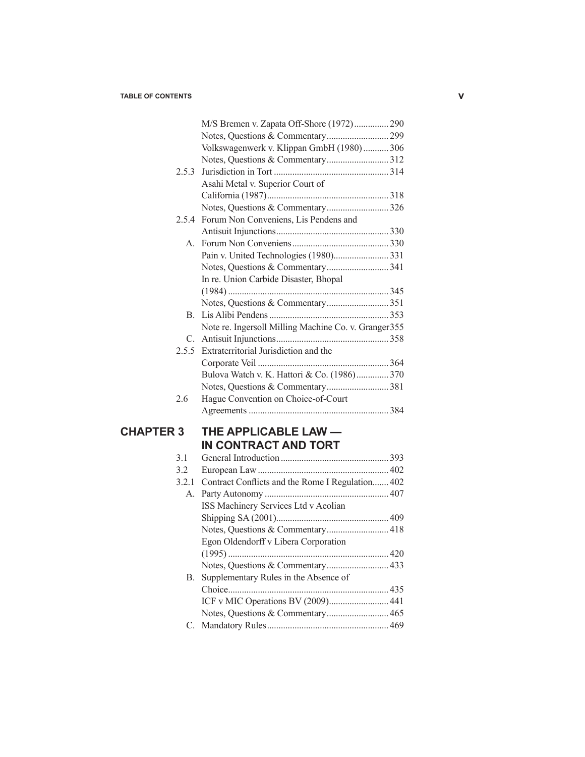M/S Bremen v. Zapata Off-Shore (1972) ............... 290
Notes, Questions & Commentary ........................... 299
Volkswagenwerk v. Klippan GmbH (1980) ........... 306
Notes, Questions & Commentary ........................... 312

2.5.3 Jurisdiction in Tort .................................................. 314
Asahi Metal v. Superior Court of California (1987) ..................................................... 318
Notes, Questions & Commentary ........................... 326

2.5.4 Forum Non Conveniens, Lis Pendens and Antisuit Injunctions ................................................. 330

A. Forum Non Conveniens .......................................... 330
Pain v. United Technologies (1980) ........................ 331
Notes, Questions & Commentary ........................... 341
In re. Union Carbide Disaster, Bhopal (1984) ...................................................................... 345
Notes, Questions & Commentary ........................... 351

B. Lis Alibi Pendens .................................................... 353
Note re. Ingersoll Milling Machine Co. v. Granger 355

C. Antisuit Injunctions ................................................. 358

2.5.5 Extraterritorial Jurisdiction and the Corporate Veil .......................................................... 364
Bulova Watch v. K. Hattori & Co. (1986) .............. 370
Notes, Questions & Commentary ........................... 381

2.6 Hague Convention on Choice-of-Court Agreements ............................................................. 384

## CHAPTER 3 THE APPLICABLE LAW — IN CONTRACT AND TORT

3.1 General Introduction ............................................... 393

3.2 European Law ......................................................... 402

3.2.1 Contract Conflicts and the Rome I Regulation ....... 402

A. Party Autonomy ...................................................... 407
ISS Machinery Services Ltd v Aeolian Shipping SA (2001) ................................................. 409
Notes, Questions & Commentary ........................... 418
Egon Oldendorff v Libera Corporation (1995) ...................................................................... 420
Notes, Questions & Commentary ........................... 433

B. Supplementary Rules in the Absence of Choice ...................................................................... 435
ICF v MIC Operations BV (2009) .......................... 441
Notes, Questions & Commentary ........................... 465

C. Mandatory Rules ..................................................... 469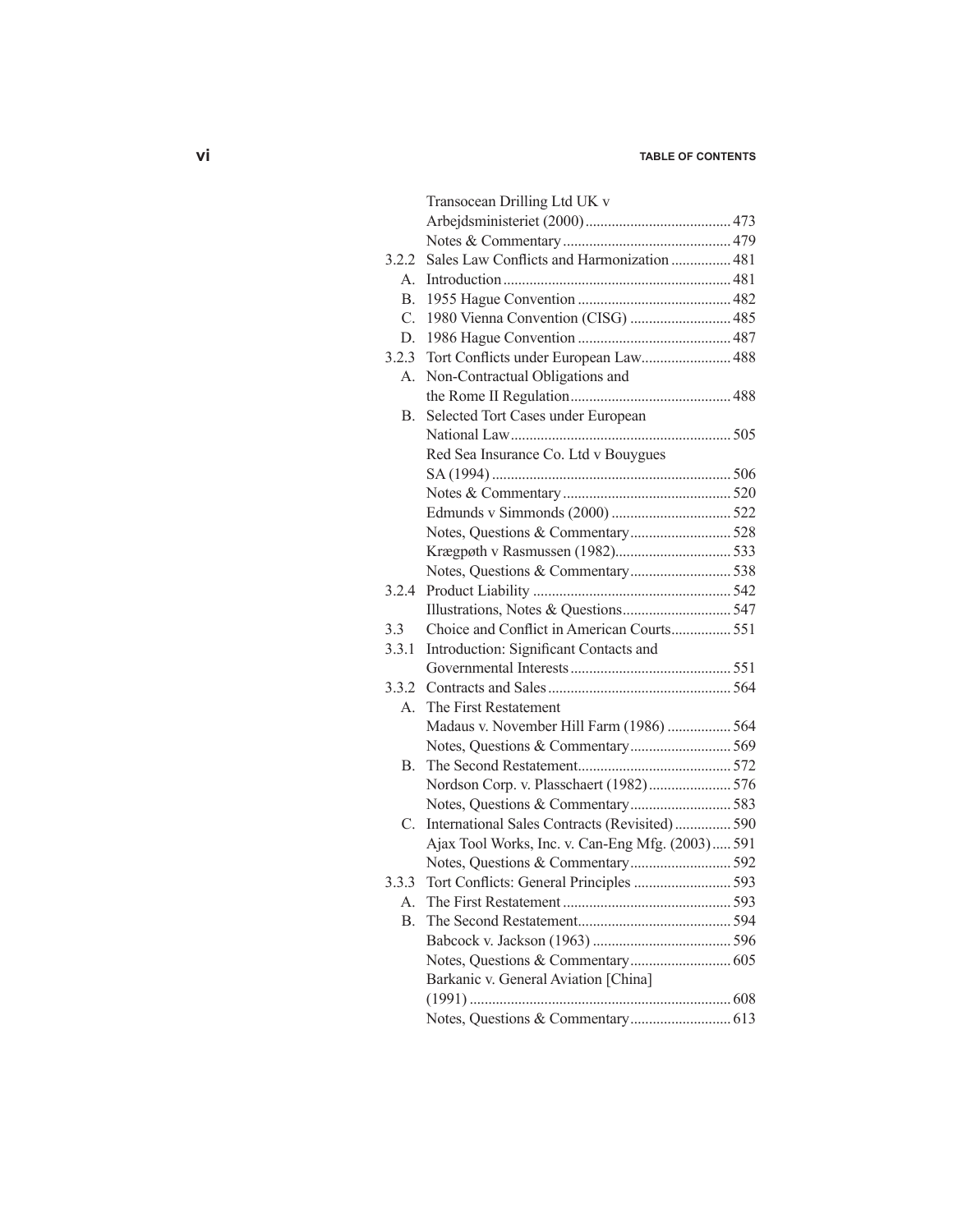| | | |
|---|---|---|
| | Transocean Drilling Ltd UK v Arbejdsministeriet (2000) | 473 |
| | Notes & Commentary | 479 |
| 3.2.2 | Sales Law Conflicts and Harmonization | 481 |
| A. | Introduction | 481 |
| B. | 1955 Hague Convention | 482 |
| C. | 1980 Vienna Convention (CISG) | 485 |
| D. | 1986 Hague Convention | 487 |
| 3.2.3 | Tort Conflicts under European Law | 488 |
| A. | Non-Contractual Obligations and the Rome II Regulation | 488 |
| B. | Selected Tort Cases under European National Law | 505 |
| | Red Sea Insurance Co. Ltd v Bouygues SA (1994) | 506 |
| | Notes & Commentary | 520 |
| | Edmunds v Simmonds (2000) | 522 |
| | Notes, Questions & Commentary | 528 |
| | Krægpøth v Rasmussen (1982) | 533 |
| | Notes, Questions & Commentary | 538 |
| 3.2.4 | Product Liability | 542 |
| | Illustrations, Notes & Questions | 547 |
| 3.3 | Choice and Conflict in American Courts | 551 |
| 3.3.1 | Introduction: Significant Contacts and Governmental Interests | 551 |
| 3.3.2 | Contracts and Sales | 564 |
| A. | The First Restatement | |
| | Madaus v. November Hill Farm (1986) | 564 |
| | Notes, Questions & Commentary | 569 |
| B. | The Second Restatement | 572 |
| | Nordson Corp. v. Plasschaert (1982) | 576 |
| | Notes, Questions & Commentary | 583 |
| C. | International Sales Contracts (Revisited) | 590 |
| | Ajax Tool Works, Inc. v. Can-Eng Mfg. (2003) | 591 |
| | Notes, Questions & Commentary | 592 |
| 3.3.3 | Tort Conflicts: General Principles | 593 |
| A. | The First Restatement | 593 |
| B. | The Second Restatement | 594 |
| | Babcock v. Jackson (1963) | 596 |
| | Notes, Questions & Commentary | 605 |
| | Barkanic v. General Aviation [China] (1991) | 608 |
| | Notes, Questions & Commentary | 613 |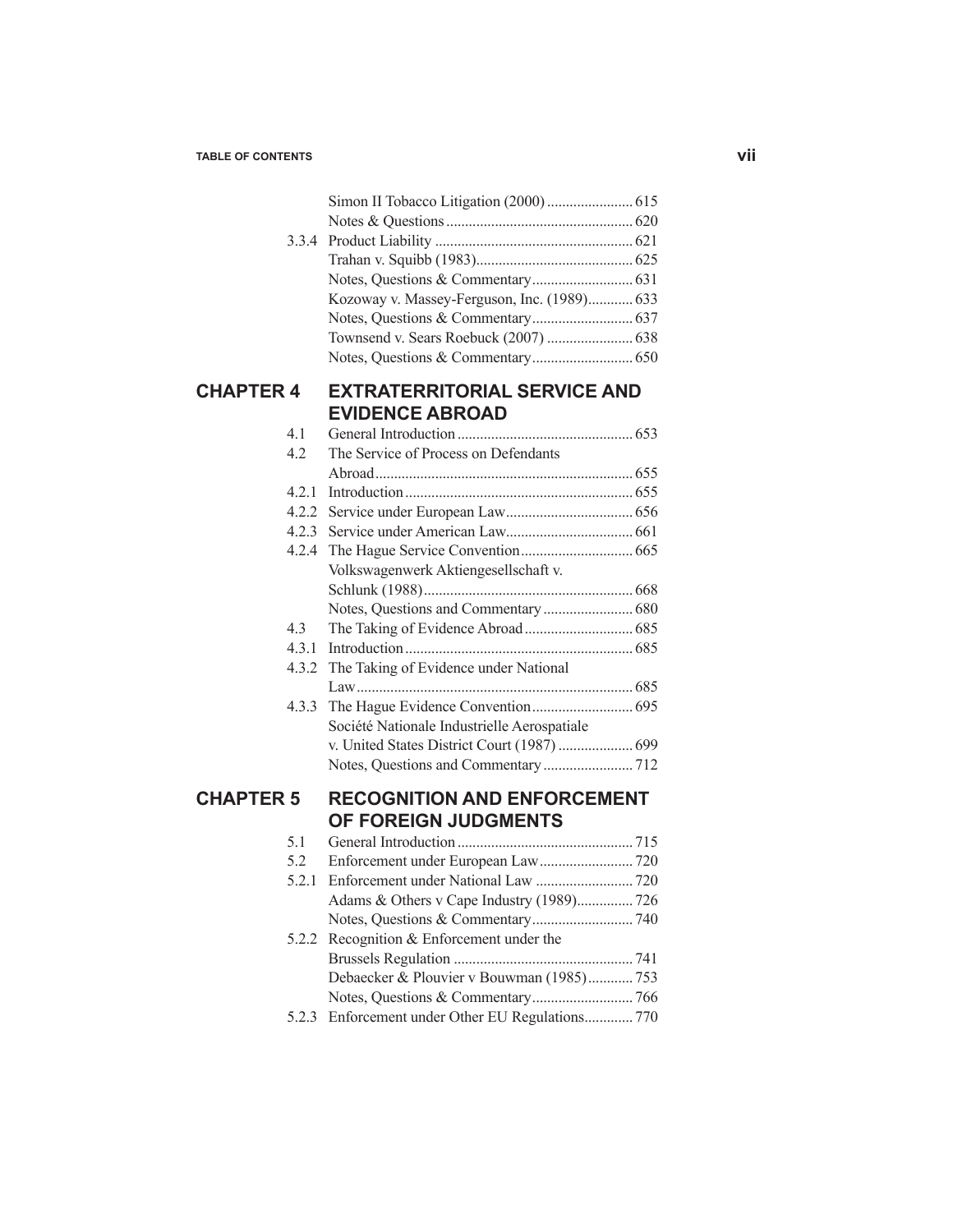| | | |
|---|---|---|
| | Simon II Tobacco Litigation (2000) | 615 |
| | Notes & Questions | 620 |
| 3.3.4 | Product Liability | 621 |
| | Trahan v. Squibb (1983) | 625 |
| | Notes, Questions & Commentary | 631 |
| | Kozoway v. Massey-Ferguson, Inc. (1989) | 633 |
| | Notes, Questions & Commentary | 637 |
| | Townsend v. Sears Roebuck (2007) | 638 |
| | Notes, Questions & Commentary | 650 |

## CHAPTER 4 EXTRATERRITORIAL SERVICE AND EVIDENCE ABROAD

| | | |
|---|---|---|
| 4.1 | General Introduction | 653 |
| 4.2 | The Service of Process on Defendants Abroad | 655 |
| 4.2.1 | Introduction | 655 |
| 4.2.2 | Service under European Law | 656 |
| 4.2.3 | Service under American Law | 661 |
| 4.2.4 | The Hague Service Convention | 665 |
| | Volkswagenwerk Aktiengesellschaft v. Schlunk (1988) | 668 |
| | Notes, Questions and Commentary | 680 |
| 4.3 | The Taking of Evidence Abroad | 685 |
| 4.3.1 | Introduction | 685 |
| 4.3.2 | The Taking of Evidence under National Law | 685 |
| 4.3.3 | The Hague Evidence Convention | 695 |
| | Société Nationale Industrielle Aerospatiale v. United States District Court (1987) | 699 |
| | Notes, Questions and Commentary | 712 |

## CHAPTER 5 RECOGNITION AND ENFORCEMENT OF FOREIGN JUDGMENTS

| | | |
|---|---|---|
| 5.1 | General Introduction | 715 |
| 5.2 | Enforcement under European Law | 720 |
| 5.2.1 | Enforcement under National Law | 720 |
| | Adams & Others v Cape Industry (1989) | 726 |
| | Notes, Questions & Commentary | 740 |
| 5.2.2 | Recognition & Enforcement under the Brussels Regulation | 741 |
| | Debaecker & Plouvier v Bouwman (1985) | 753 |
| | Notes, Questions & Commentary | 766 |
| 5.2.3 | Enforcement under Other EU Regulations | 770 |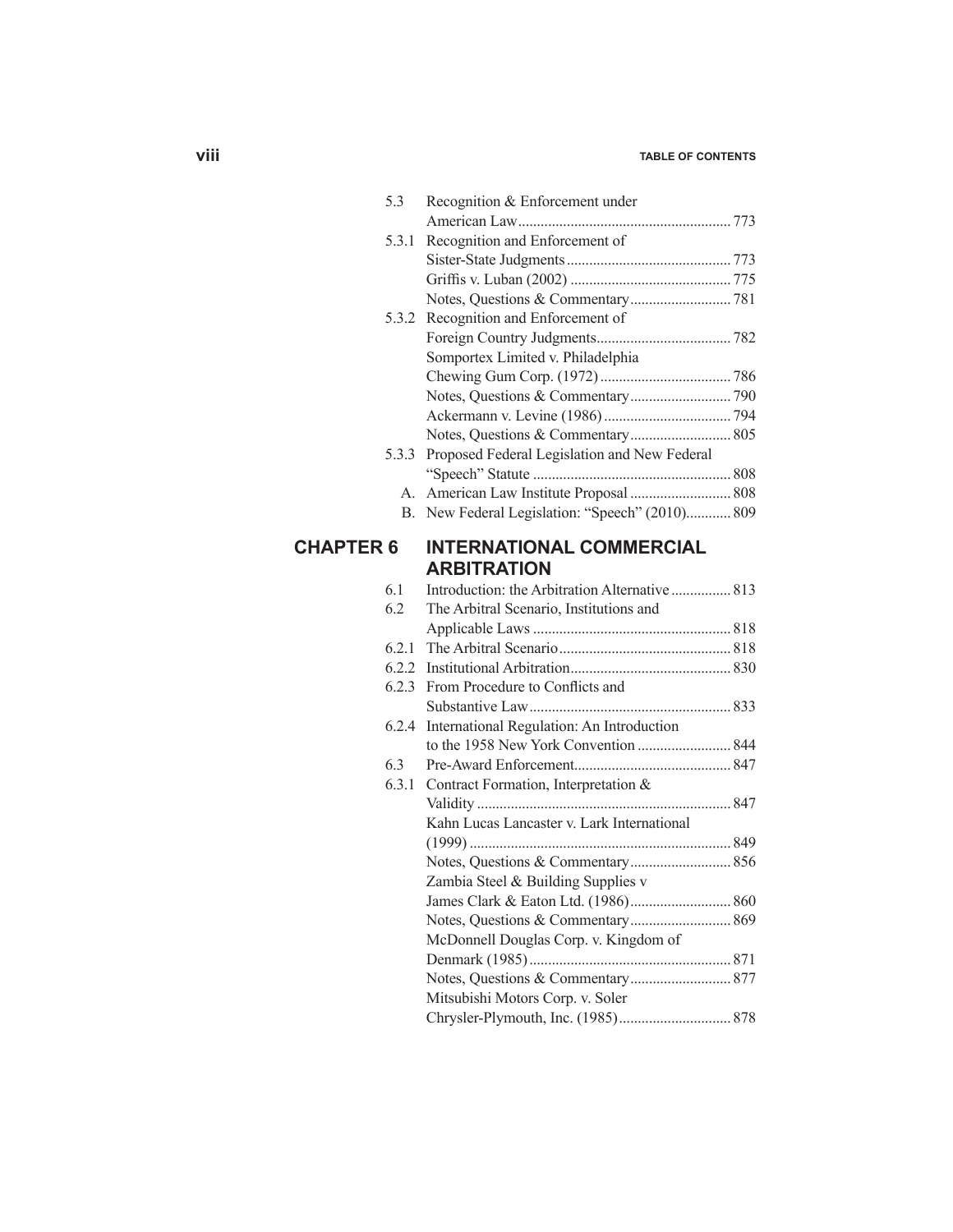5.3 Recognition & Enforcement under American Law ..... 773

5.3.1 Recognition and Enforcement of Sister-State Judgments ..... 773

Griffis v. Luban (2002) ..... 775

Notes, Questions & Commentary ..... 781

5.3.2 Recognition and Enforcement of Foreign Country Judgments ..... 782

Somportex Limited v. Philadelphia Chewing Gum Corp. (1972) ..... 786

Notes, Questions & Commentary ..... 790

Ackermann v. Levine (1986) ..... 794

Notes, Questions & Commentary ..... 805

5.3.3 Proposed Federal Legislation and New Federal "Speech" Statute ..... 808

A. American Law Institute Proposal ..... 808

B. New Federal Legislation: "Speech" (2010) ..... 809

## CHAPTER 6 INTERNATIONAL COMMERCIAL ARBITRATION

6.1 Introduction: the Arbitration Alternative ..... 813

6.2 The Arbitral Scenario, Institutions and Applicable Laws ..... 818

6.2.1 The Arbitral Scenario ..... 818

6.2.2 Institutional Arbitration ..... 830

6.2.3 From Procedure to Conflicts and Substantive Law ..... 833

6.2.4 International Regulation: An Introduction to the 1958 New York Convention ..... 844

6.3 Pre-Award Enforcement ..... 847

6.3.1 Contract Formation, Interpretation & Validity ..... 847

Kahn Lucas Lancaster v. Lark International (1999) ..... 849

Notes, Questions & Commentary ..... 856

Zambia Steel & Building Supplies v James Clark & Eaton Ltd. (1986) ..... 860

Notes, Questions & Commentary ..... 869

McDonnell Douglas Corp. v. Kingdom of Denmark (1985) ..... 871

Notes, Questions & Commentary ..... 877

Mitsubishi Motors Corp. v. Soler Chrysler-Plymouth, Inc. (1985) ..... 878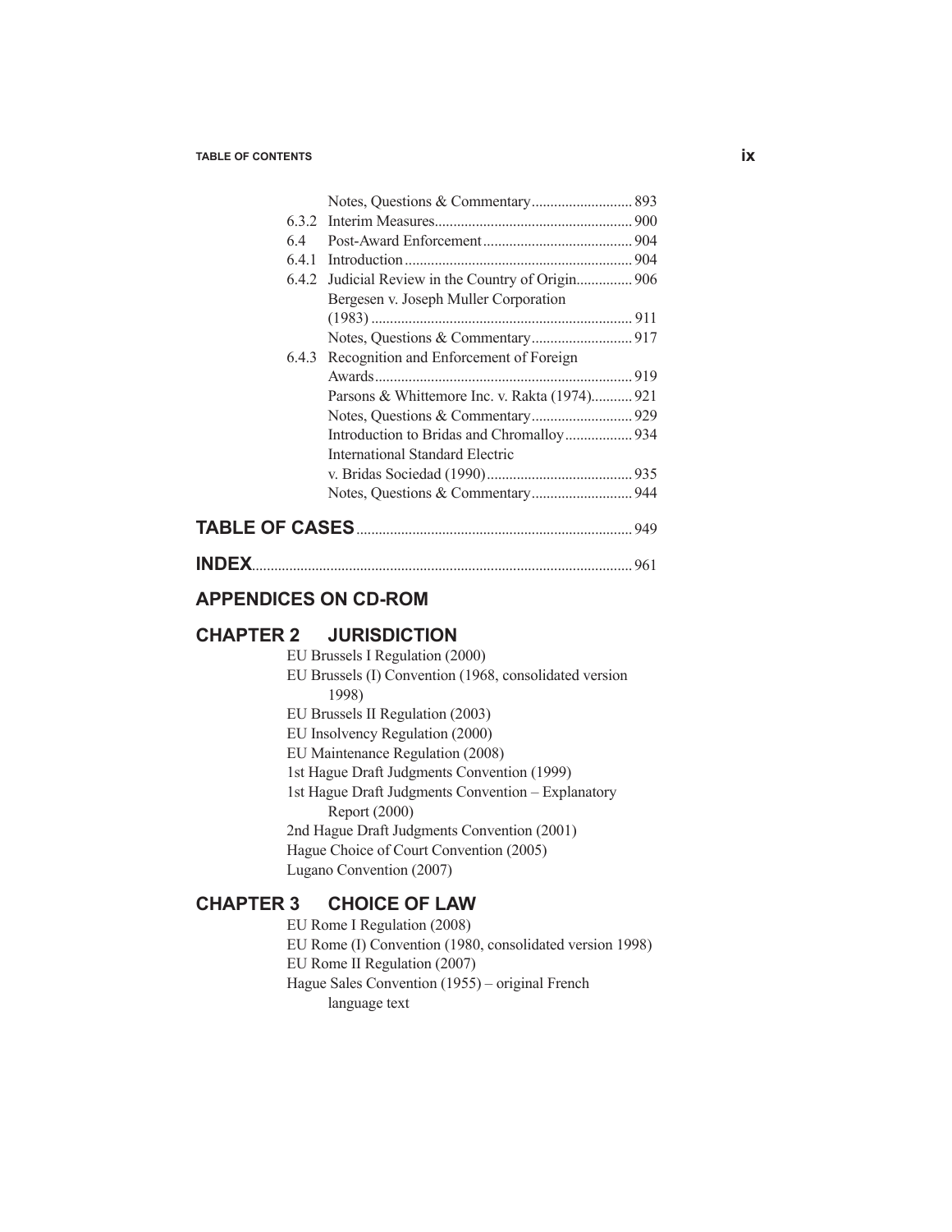Notes, Questions & Commentary .......... 893

6.3.2 Interim Measures .......... 900

6.4 Post-Award Enforcement .......... 904

6.4.1 Introduction .......... 904

6.4.2 Judicial Review in the Country of Origin .......... 906

Bergesen v. Joseph Muller Corporation (1983) .......... 911

Notes, Questions & Commentary .......... 917

6.4.3 Recognition and Enforcement of Foreign Awards .......... 919

Parsons & Whittemore Inc. v. Rakta (1974) .......... 921

Notes, Questions & Commentary .......... 929

Introduction to Bridas and Chromalloy .......... 934

International Standard Electric v. Bridas Sociedad (1990) .......... 935

Notes, Questions & Commentary .......... 944

**TABLE OF CASES** .......... 949

**INDEX** .......... 961

## APPENDICES ON CD-ROM

## CHAPTER 2 JURISDICTION

EU Brussels I Regulation (2000)

EU Brussels (I) Convention (1968, consolidated version 1998)

EU Brussels II Regulation (2003)

EU Insolvency Regulation (2000)

EU Maintenance Regulation (2008)

1st Hague Draft Judgments Convention (1999)

1st Hague Draft Judgments Convention – Explanatory Report (2000)

2nd Hague Draft Judgments Convention (2001)

Hague Choice of Court Convention (2005)

Lugano Convention (2007)

## CHAPTER 3 CHOICE OF LAW

EU Rome I Regulation (2008)

EU Rome (I) Convention (1980, consolidated version 1998)

EU Rome II Regulation (2007)

Hague Sales Convention (1955) – original French language text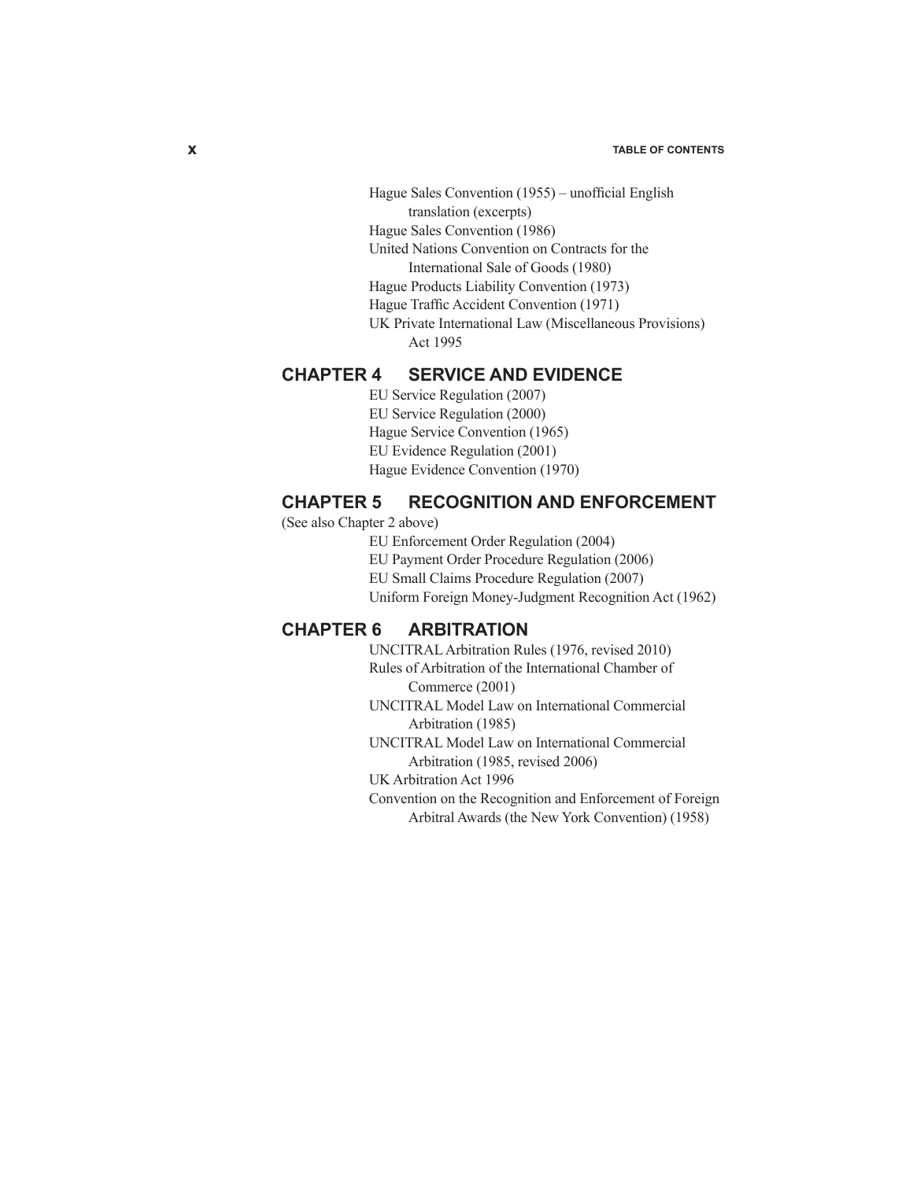Hague Sales Convention (1955) – unofficial English translation (excerpts)
Hague Sales Convention (1986)
United Nations Convention on Contracts for the International Sale of Goods (1980)
Hague Products Liability Convention (1973)
Hague Traffic Accident Convention (1971)
UK Private International Law (Miscellaneous Provisions) Act 1995

## CHAPTER 4 SERVICE AND EVIDENCE

EU Service Regulation (2007)
EU Service Regulation (2000)
Hague Service Convention (1965)
EU Evidence Regulation (2001)
Hague Evidence Convention (1970)

## CHAPTER 5 RECOGNITION AND ENFORCEMENT

(See also Chapter 2 above)

EU Enforcement Order Regulation (2004)
EU Payment Order Procedure Regulation (2006)
EU Small Claims Procedure Regulation (2007)
Uniform Foreign Money-Judgment Recognition Act (1962)

## CHAPTER 6 ARBITRATION

UNCITRAL Arbitration Rules (1976, revised 2010)
Rules of Arbitration of the International Chamber of Commerce (2001)
UNCITRAL Model Law on International Commercial Arbitration (1985)
UNCITRAL Model Law on International Commercial Arbitration (1985, revised 2006)
UK Arbitration Act 1996
Convention on the Recognition and Enforcement of Foreign Arbitral Awards (the New York Convention) (1958)